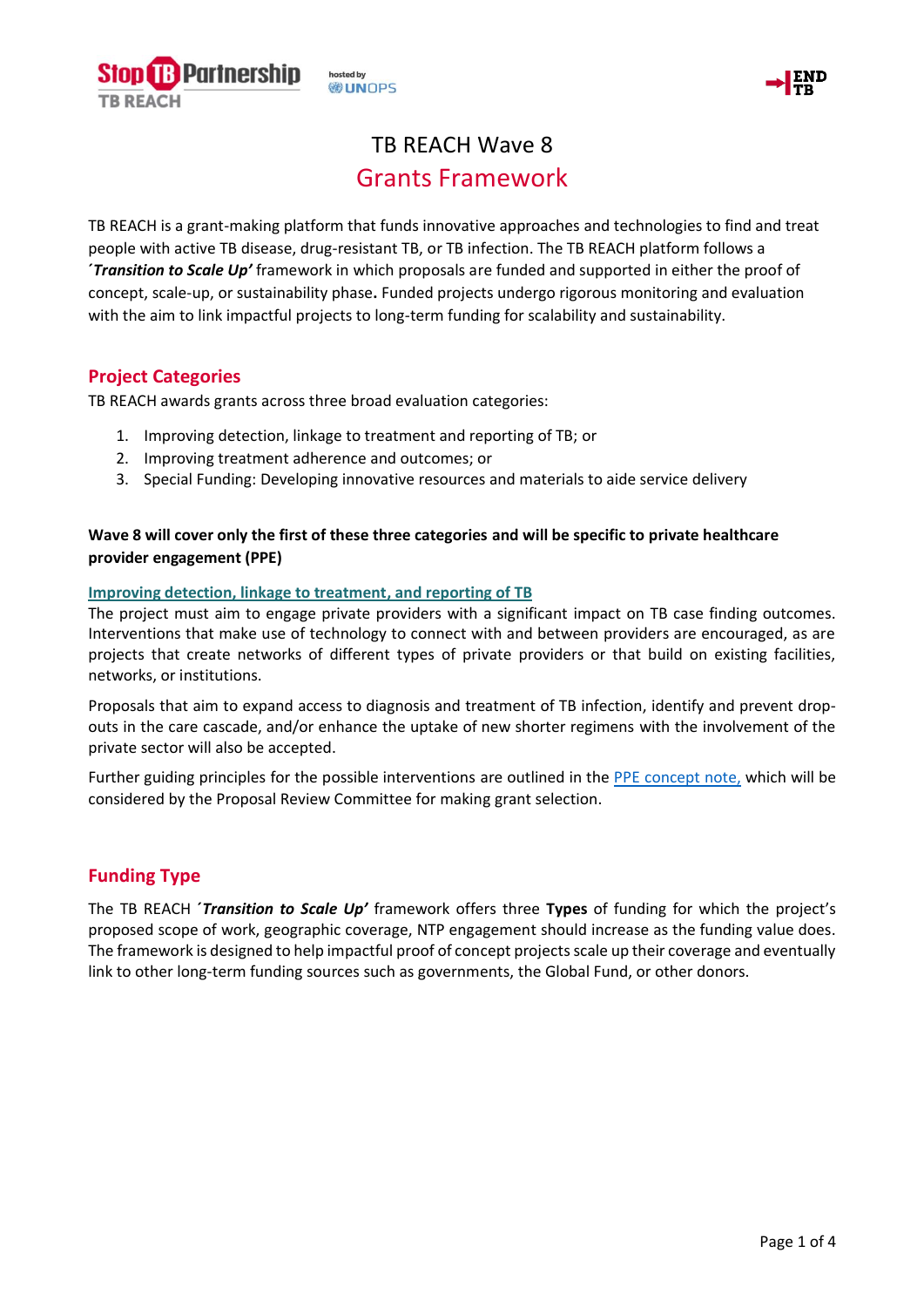# TB REACH Wave 8

## Grants Framework

TB REACH is a grant-making platform that funds innovative approaches and technologies to find and treat people with active TB disease, drug-resistant TB, or TB infection. The TB REACH platform follows a ***´Transition to Scale Up'*** framework in which proposals are funded and supported in either the proof of concept, scale-up, or sustainability phase**.** Funded projects undergo rigorous monitoring and evaluation with the aim to link impactful projects to long-term funding for scalability and sustainability.

## Project Categories

TB REACH awards grants across three broad evaluation categories:

1. Improving detection, linkage to treatment and reporting of TB; or
2. Improving treatment adherence and outcomes; or
3. Special Funding: Developing innovative resources and materials to aide service delivery

**Wave 8 will cover only the first of these three categories and will be specific to private healthcare provider engagement (PPE)**

### Improving detection, linkage to treatment, and reporting of TB

The project must aim to engage private providers with a significant impact on TB case finding outcomes. Interventions that make use of technology to connect with and between providers are encouraged, as are projects that create networks of different types of private providers or that build on existing facilities, networks, or institutions.

Proposals that aim to expand access to diagnosis and treatment of TB infection, identify and prevent drop-outs in the care cascade, and/or enhance the uptake of new shorter regimens with the involvement of the private sector will also be accepted.

Further guiding principles for the possible interventions are outlined in the PPE concept note, which will be considered by the Proposal Review Committee for making grant selection.

## Funding Type

The TB REACH ***´Transition to Scale Up'*** framework offers three **Types** of funding for which the project's proposed scope of work, geographic coverage, NTP engagement should increase as the funding value does. The framework is designed to help impactful proof of concept projects scale up their coverage and eventually link to other long-term funding sources such as governments, the Global Fund, or other donors.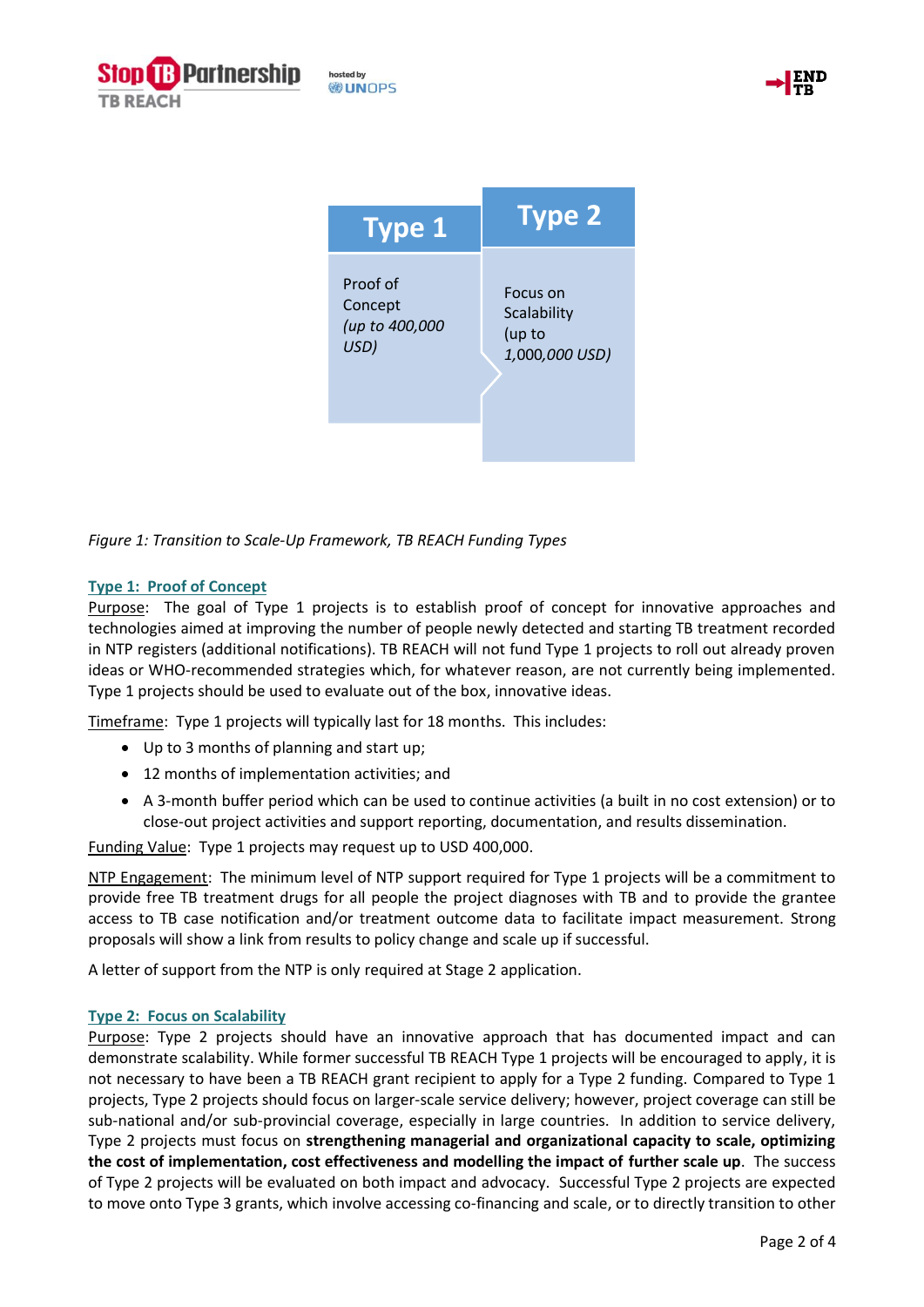| Type 1 | Type 2 |
| --- | --- |
| Proof of Concept *(up to 400,000 USD)* | Focus on Scalability (up to *1,000,000 USD)* |

*Figure 1: Transition to Scale-Up Framework, TB REACH Funding Types*

### Type 1: Proof of Concept

Purpose: The goal of Type 1 projects is to establish proof of concept for innovative approaches and technologies aimed at improving the number of people newly detected and starting TB treatment recorded in NTP registers (additional notifications). TB REACH will not fund Type 1 projects to roll out already proven ideas or WHO-recommended strategies which, for whatever reason, are not currently being implemented. Type 1 projects should be used to evaluate out of the box, innovative ideas.

Timeframe: Type 1 projects will typically last for 18 months. This includes:

- Up to 3 months of planning and start up;
- 12 months of implementation activities; and
- A 3-month buffer period which can be used to continue activities (a built in no cost extension) or to close-out project activities and support reporting, documentation, and results dissemination.

Funding Value: Type 1 projects may request up to USD 400,000.

NTP Engagement: The minimum level of NTP support required for Type 1 projects will be a commitment to provide free TB treatment drugs for all people the project diagnoses with TB and to provide the grantee access to TB case notification and/or treatment outcome data to facilitate impact measurement. Strong proposals will show a link from results to policy change and scale up if successful.

A letter of support from the NTP is only required at Stage 2 application.

### Type 2: Focus on Scalability

Purpose: Type 2 projects should have an innovative approach that has documented impact and can demonstrate scalability. While former successful TB REACH Type 1 projects will be encouraged to apply, it is not necessary to have been a TB REACH grant recipient to apply for a Type 2 funding. Compared to Type 1 projects, Type 2 projects should focus on larger-scale service delivery; however, project coverage can still be sub-national and/or sub-provincial coverage, especially in large countries. In addition to service delivery, Type 2 projects must focus on **strengthening managerial and organizational capacity to scale, optimizing the cost of implementation, cost effectiveness and modelling the impact of further scale up**. The success of Type 2 projects will be evaluated on both impact and advocacy. Successful Type 2 projects are expected to move onto Type 3 grants, which involve accessing co-financing and scale, or to directly transition to other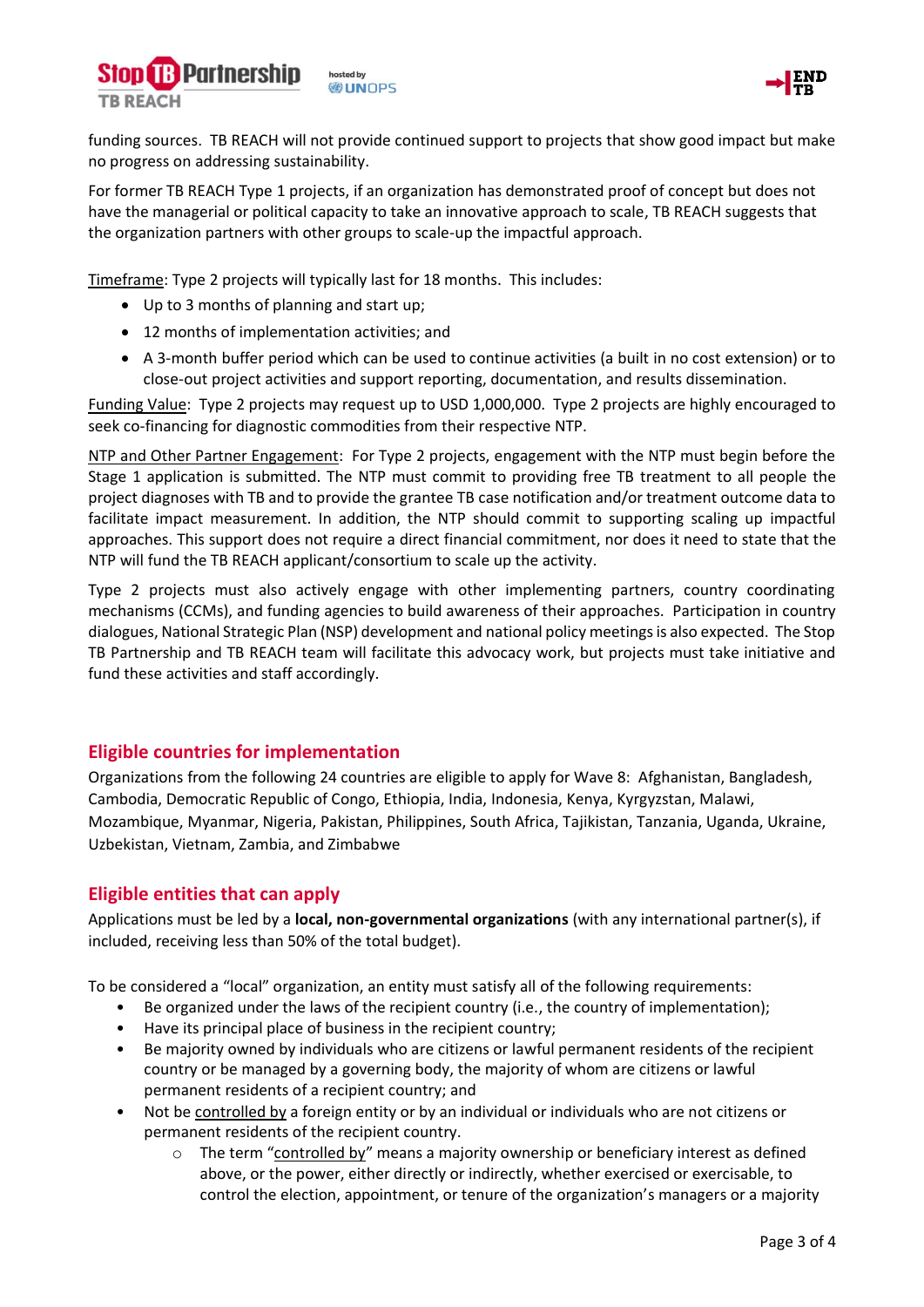funding sources. TB REACH will not provide continued support to projects that show good impact but make no progress on addressing sustainability.

For former TB REACH Type 1 projects, if an organization has demonstrated proof of concept but does not have the managerial or political capacity to take an innovative approach to scale, TB REACH suggests that the organization partners with other groups to scale-up the impactful approach.

Timeframe: Type 2 projects will typically last for 18 months. This includes:

- Up to 3 months of planning and start up;
- 12 months of implementation activities; and
- A 3-month buffer period which can be used to continue activities (a built in no cost extension) or to close-out project activities and support reporting, documentation, and results dissemination.

Funding Value: Type 2 projects may request up to USD 1,000,000. Type 2 projects are highly encouraged to seek co-financing for diagnostic commodities from their respective NTP.

NTP and Other Partner Engagement: For Type 2 projects, engagement with the NTP must begin before the Stage 1 application is submitted. The NTP must commit to providing free TB treatment to all people the project diagnoses with TB and to provide the grantee TB case notification and/or treatment outcome data to facilitate impact measurement. In addition, the NTP should commit to supporting scaling up impactful approaches. This support does not require a direct financial commitment, nor does it need to state that the NTP will fund the TB REACH applicant/consortium to scale up the activity.

Type 2 projects must also actively engage with other implementing partners, country coordinating mechanisms (CCMs), and funding agencies to build awareness of their approaches. Participation in country dialogues, National Strategic Plan (NSP) development and national policy meetings is also expected. The Stop TB Partnership and TB REACH team will facilitate this advocacy work, but projects must take initiative and fund these activities and staff accordingly.

## Eligible countries for implementation

Organizations from the following 24 countries are eligible to apply for Wave 8: Afghanistan, Bangladesh, Cambodia, Democratic Republic of Congo, Ethiopia, India, Indonesia, Kenya, Kyrgyzstan, Malawi, Mozambique, Myanmar, Nigeria, Pakistan, Philippines, South Africa, Tajikistan, Tanzania, Uganda, Ukraine, Uzbekistan, Vietnam, Zambia, and Zimbabwe

## Eligible entities that can apply

Applications must be led by a **local, non-governmental organizations** (with any international partner(s), if included, receiving less than 50% of the total budget).

To be considered a "local" organization, an entity must satisfy all of the following requirements:

- Be organized under the laws of the recipient country (i.e., the country of implementation);
- Have its principal place of business in the recipient country;
- Be majority owned by individuals who are citizens or lawful permanent residents of the recipient country or be managed by a governing body, the majority of whom are citizens or lawful permanent residents of a recipient country; and
- Not be controlled by a foreign entity or by an individual or individuals who are not citizens or permanent residents of the recipient country.
  - The term "controlled by" means a majority ownership or beneficiary interest as defined above, or the power, either directly or indirectly, whether exercised or exercisable, to control the election, appointment, or tenure of the organization's managers or a majority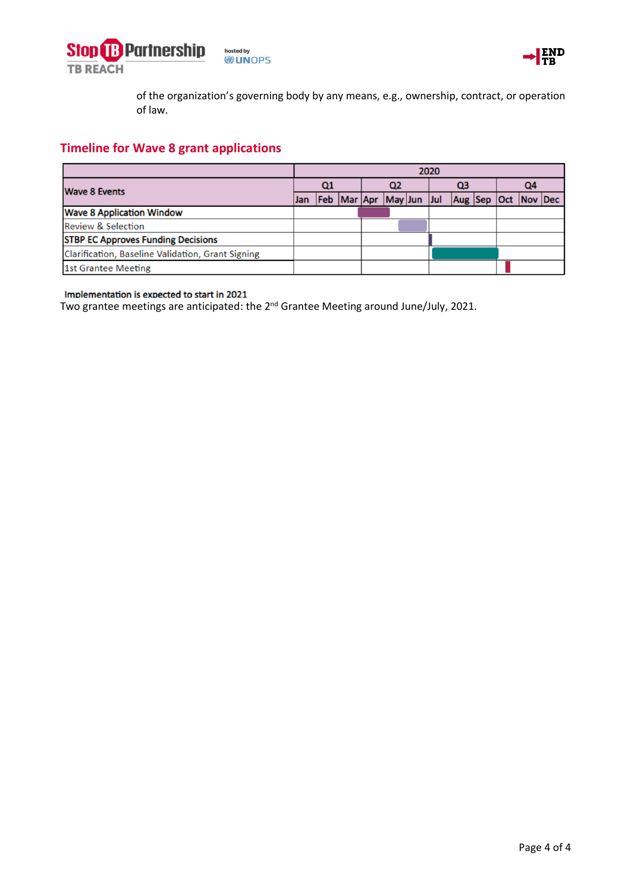of the organization's governing body by any means, e.g., ownership, contract, or operation of law.

## Timeline for Wave 8 grant applications

| Wave 8 Events | 2020 | | | | | | | | | | | |
|---|---|---|---|---|---|---|---|---|---|---|---|---|
| | Q1 | | | Q2 | | | Q3 | | | Q4 | | |
| | Jan | Feb | Mar | Apr | May | Jun | Jul | Aug | Sep | Oct | Nov | Dec |
| **Wave 8 Application Window** | | | | | | | | | | | | |
| Review & Selection | | | | | | | | | | | | |
| **STBP EC Approves Funding Decisions** | | | | | | | | | | | | |
| Clarification, Baseline Validation, Grant Signing | | | | | | | | | | | | |
| 1st Grantee Meeting | | | | | | | | | | | | |

Implementation is expected to start in 2021

Two grantee meetings are anticipated: the 2nd Grantee Meeting around June/July, 2021.